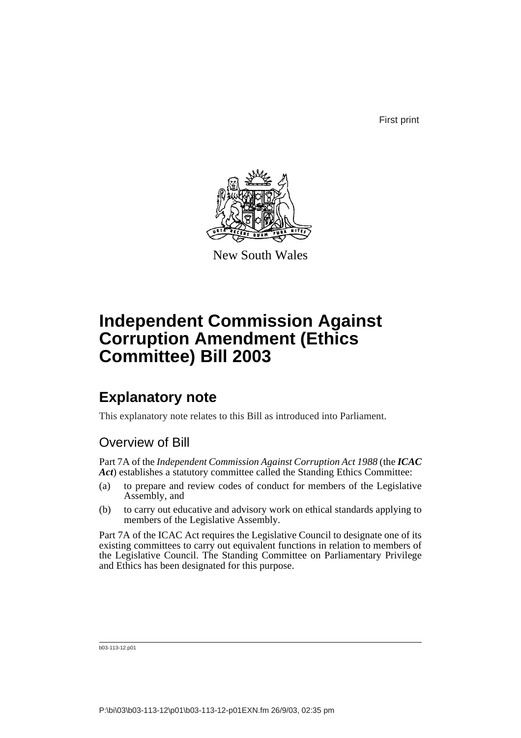First print

New South Wales

# Independent Commission Against Corruption Amendment (Ethics Committee) Bill 2003

## Explanatory note

This explanatory note relates to this Bill as introduced into Parliament.

### Overview of Bill

Part 7A of the *Independent Commission Against Corruption Act 1988* (the ***ICAC Act***) establishes a statutory committee called the Standing Ethics Committee:

(a) to prepare and review codes of conduct for members of the Legislative Assembly, and

(b) to carry out educative and advisory work on ethical standards applying to members of the Legislative Assembly.

Part 7A of the ICAC Act requires the Legislative Council to designate one of its existing committees to carry out equivalent functions in relation to members of the Legislative Council. The Standing Committee on Parliamentary Privilege and Ethics has been designated for this purpose.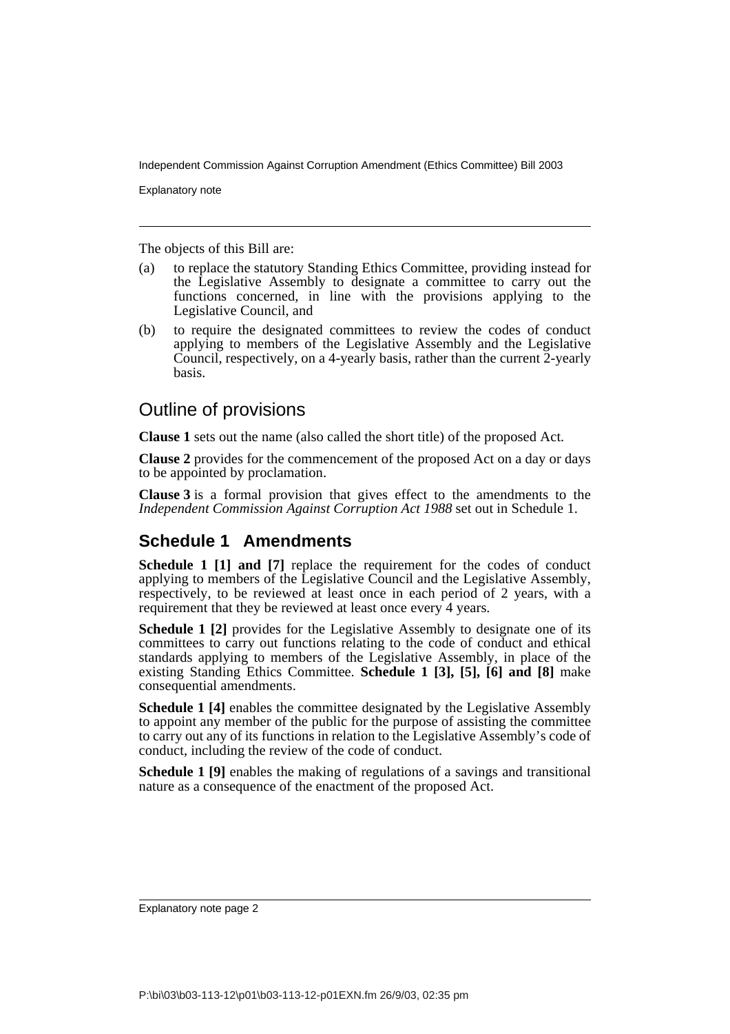The objects of this Bill are:

(a) to replace the statutory Standing Ethics Committee, providing instead for the Legislative Assembly to designate a committee to carry out the functions concerned, in line with the provisions applying to the Legislative Council, and

(b) to require the designated committees to review the codes of conduct applying to members of the Legislative Assembly and the Legislative Council, respectively, on a 4-yearly basis, rather than the current 2-yearly basis.

## Outline of provisions

**Clause 1** sets out the name (also called the short title) of the proposed Act.

**Clause 2** provides for the commencement of the proposed Act on a day or days to be appointed by proclamation.

**Clause 3** is a formal provision that gives effect to the amendments to the *Independent Commission Against Corruption Act 1988* set out in Schedule 1.

## Schedule 1 Amendments

**Schedule 1 [1] and [7]** replace the requirement for the codes of conduct applying to members of the Legislative Council and the Legislative Assembly, respectively, to be reviewed at least once in each period of 2 years, with a requirement that they be reviewed at least once every 4 years.

**Schedule 1 [2]** provides for the Legislative Assembly to designate one of its committees to carry out functions relating to the code of conduct and ethical standards applying to members of the Legislative Assembly, in place of the existing Standing Ethics Committee. **Schedule 1 [3], [5], [6] and [8]** make consequential amendments.

**Schedule 1 [4]** enables the committee designated by the Legislative Assembly to appoint any member of the public for the purpose of assisting the committee to carry out any of its functions in relation to the Legislative Assembly's code of conduct, including the review of the code of conduct.

**Schedule 1 [9]** enables the making of regulations of a savings and transitional nature as a consequence of the enactment of the proposed Act.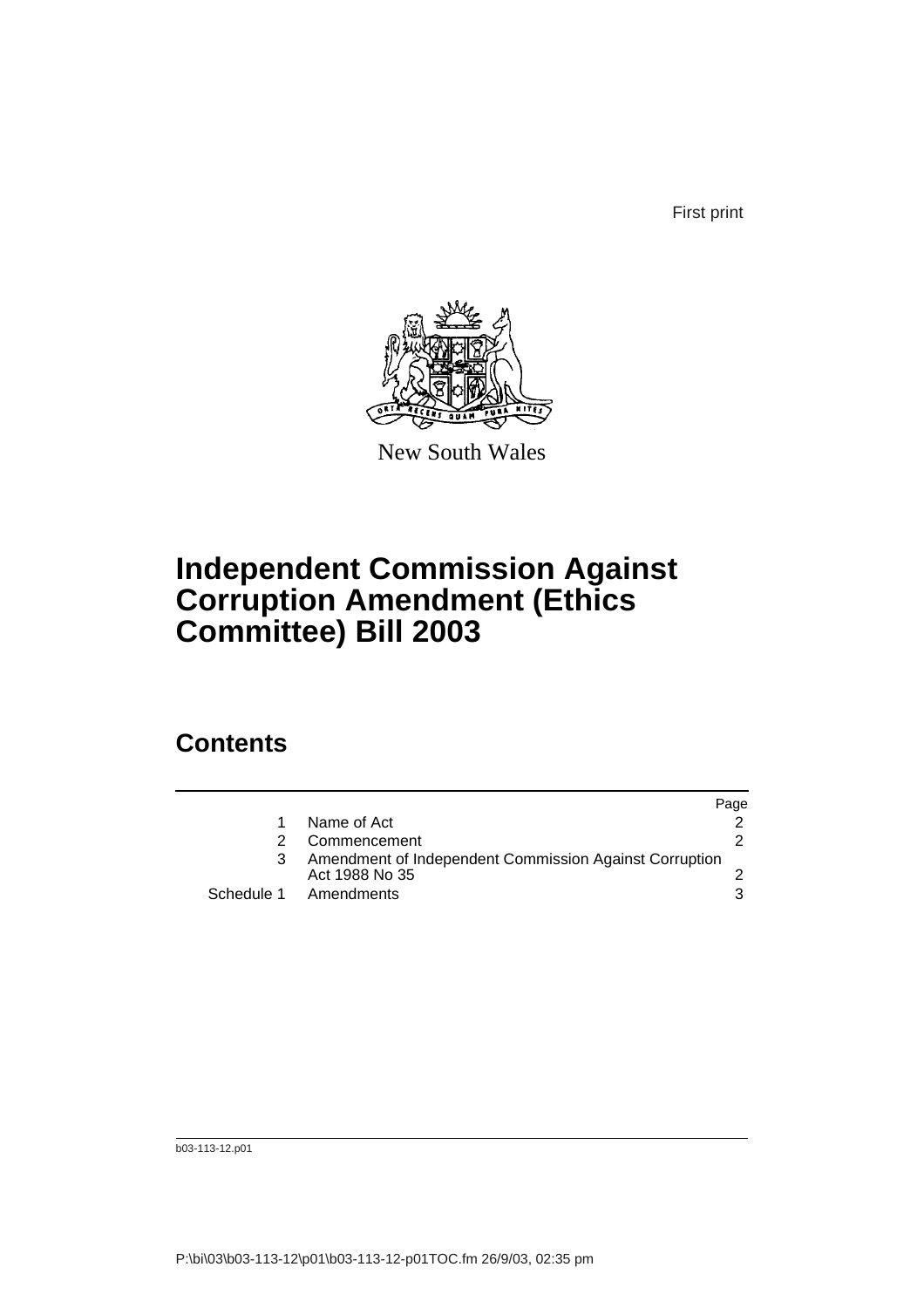First print

New South Wales

# Independent Commission Against Corruption Amendment (Ethics Committee) Bill 2003

## Contents

| | | Page |
|---|---|---|
| 1 | Name of Act | 2 |
| 2 | Commencement | 2 |
| 3 | Amendment of Independent Commission Against Corruption Act 1988 No 35 | 2 |
| Schedule 1 | Amendments | 3 |

b03-113-12.p01

P:\bi\03\b03-113-12\p01\b03-113-12-p01TOC.fm 26/9/03, 02:35 pm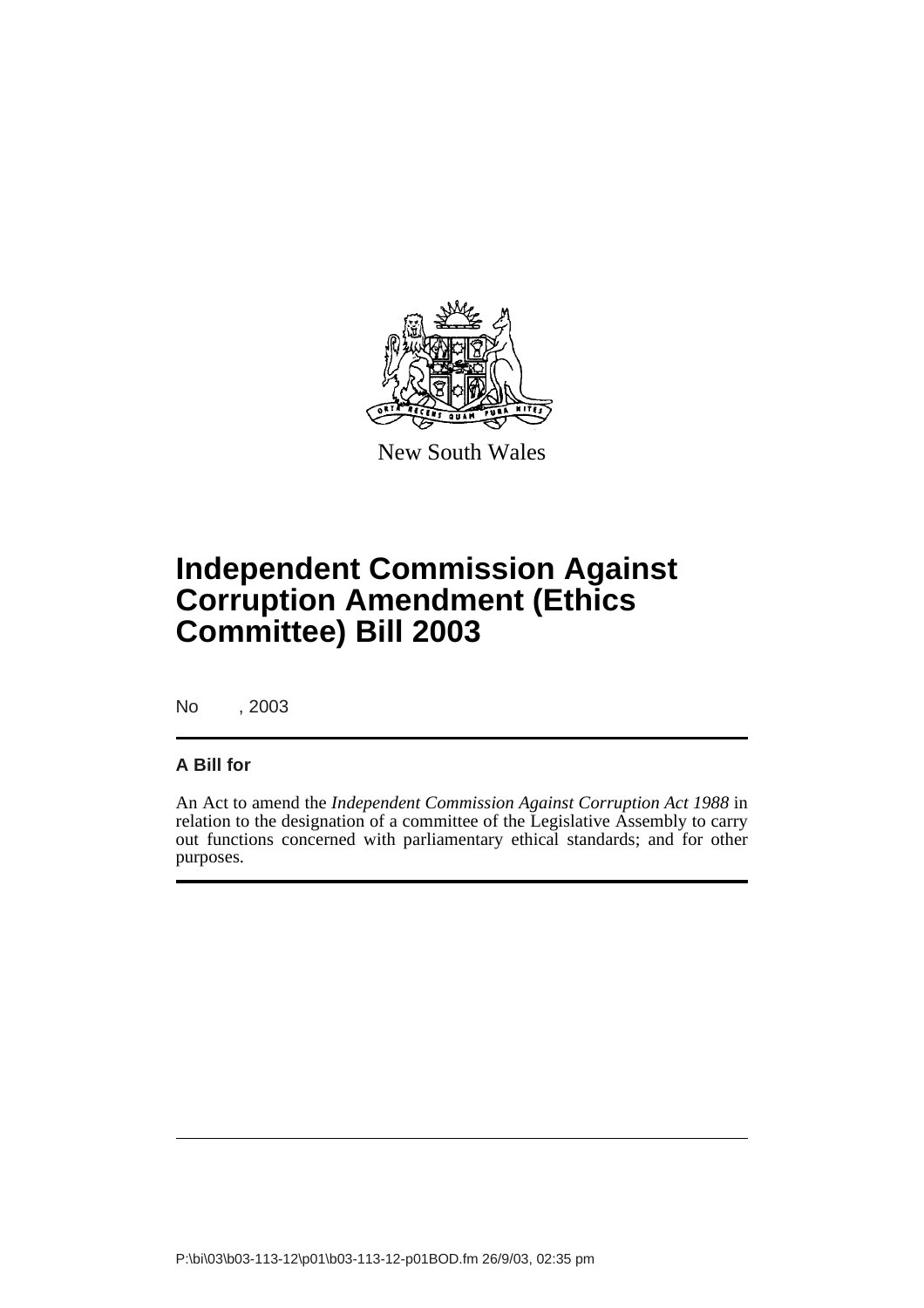New South Wales

# Independent Commission Against Corruption Amendment (Ethics Committee) Bill 2003

No , 2003

## A Bill for

An Act to amend the *Independent Commission Against Corruption Act 1988* in relation to the designation of a committee of the Legislative Assembly to carry out functions concerned with parliamentary ethical standards; and for other purposes.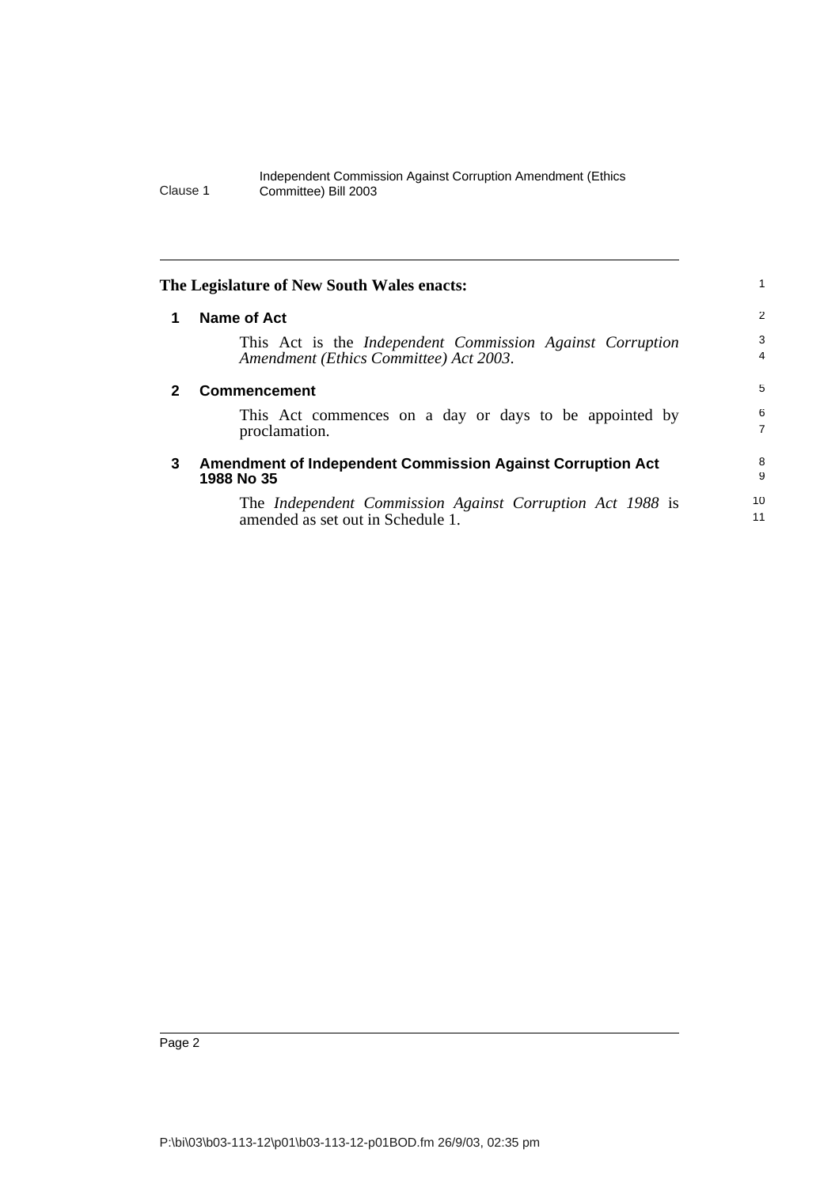**The Legislature of New South Wales enacts:**

## 1 Name of Act

This Act is the *Independent Commission Against Corruption Amendment (Ethics Committee) Act 2003*.

## 2 Commencement

This Act commences on a day or days to be appointed by proclamation.

## 3 Amendment of Independent Commission Against Corruption Act 1988 No 35

The *Independent Commission Against Corruption Act 1988* is amended as set out in Schedule 1.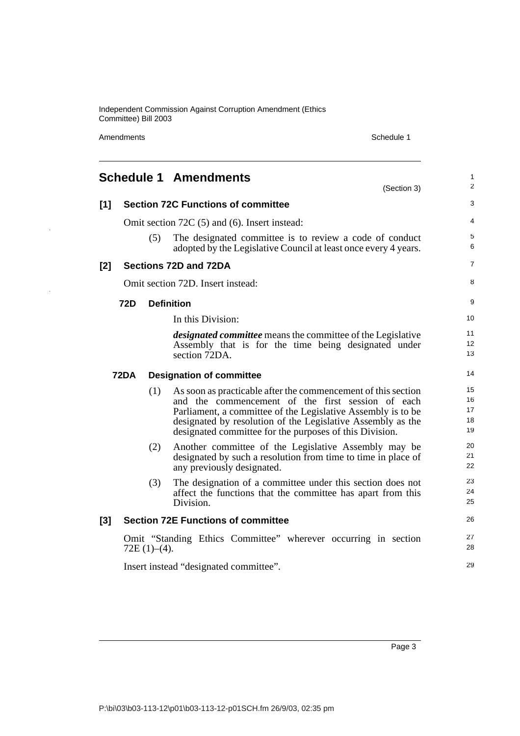# Schedule 1 Amendments

(Section 3)

## [1] Section 72C Functions of committee

Omit section 72C (5) and (6). Insert instead:

(5) The designated committee is to review a code of conduct adopted by the Legislative Council at least once every 4 years.

## [2] Sections 72D and 72DA

Omit section 72D. Insert instead:

### 72D Definition

In this Division:

***designated committee*** means the committee of the Legislative Assembly that is for the time being designated under section 72DA.

### 72DA Designation of committee

(1) As soon as practicable after the commencement of this section and the commencement of the first session of each Parliament, a committee of the Legislative Assembly is to be designated by resolution of the Legislative Assembly as the designated committee for the purposes of this Division.

(2) Another committee of the Legislative Assembly may be designated by such a resolution from time to time in place of any previously designated.

(3) The designation of a committee under this section does not affect the functions that the committee has apart from this Division.

## [3] Section 72E Functions of committee

Omit "Standing Ethics Committee" wherever occurring in section 72E (1)–(4).

Insert instead "designated committee".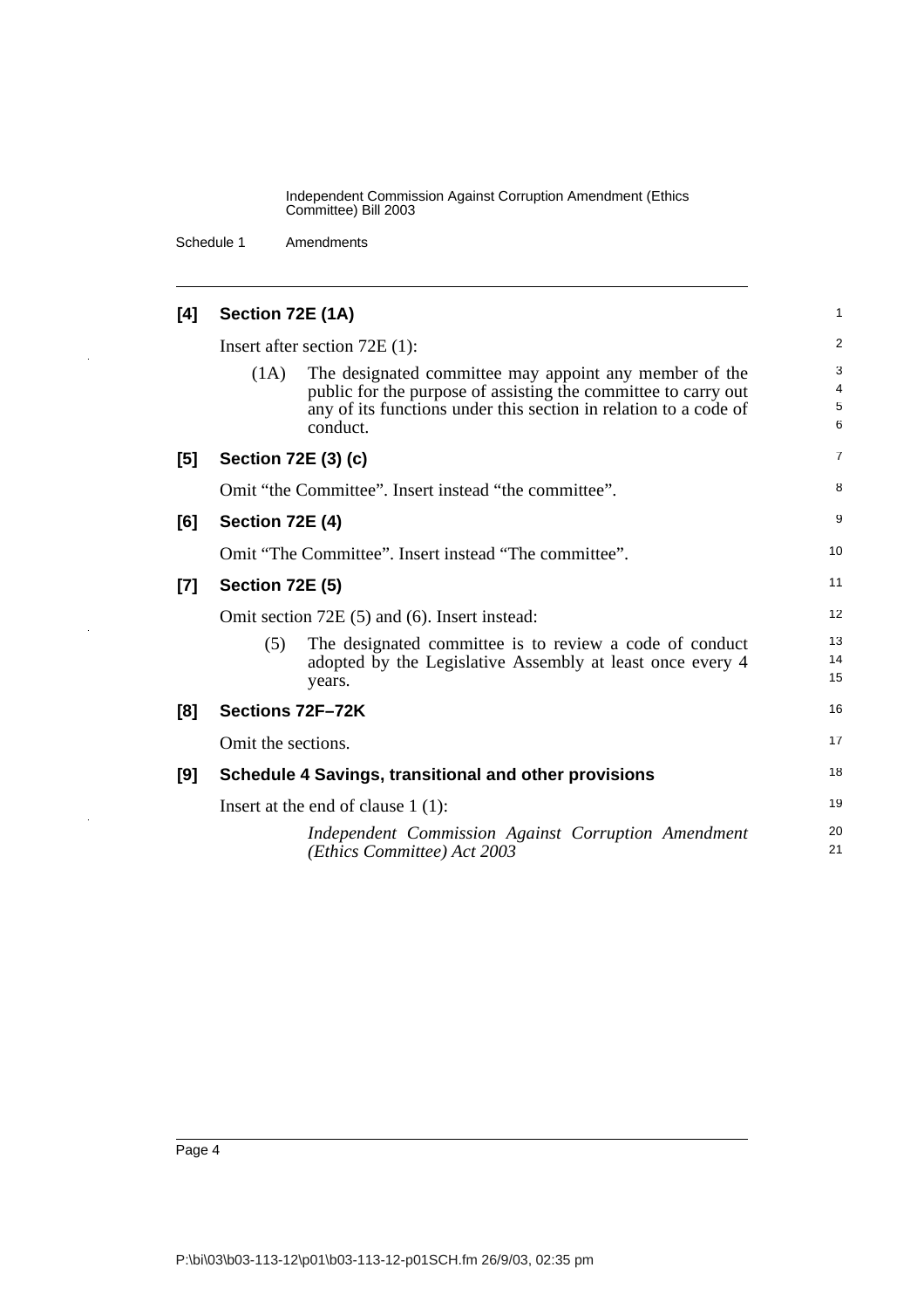**[4] Section 72E (1A)**

Insert after section 72E (1):

(1A) The designated committee may appoint any member of the public for the purpose of assisting the committee to carry out any of its functions under this section in relation to a code of conduct.

**[5] Section 72E (3) (c)**

Omit "the Committee". Insert instead "the committee".

**[6] Section 72E (4)**

Omit "The Committee". Insert instead "The committee".

**[7] Section 72E (5)**

Omit section 72E (5) and (6). Insert instead:

(5) The designated committee is to review a code of conduct adopted by the Legislative Assembly at least once every 4 years.

**[8] Sections 72F–72K**

Omit the sections.

**[9] Schedule 4 Savings, transitional and other provisions**

Insert at the end of clause 1 (1):

*Independent Commission Against Corruption Amendment (Ethics Committee) Act 2003*